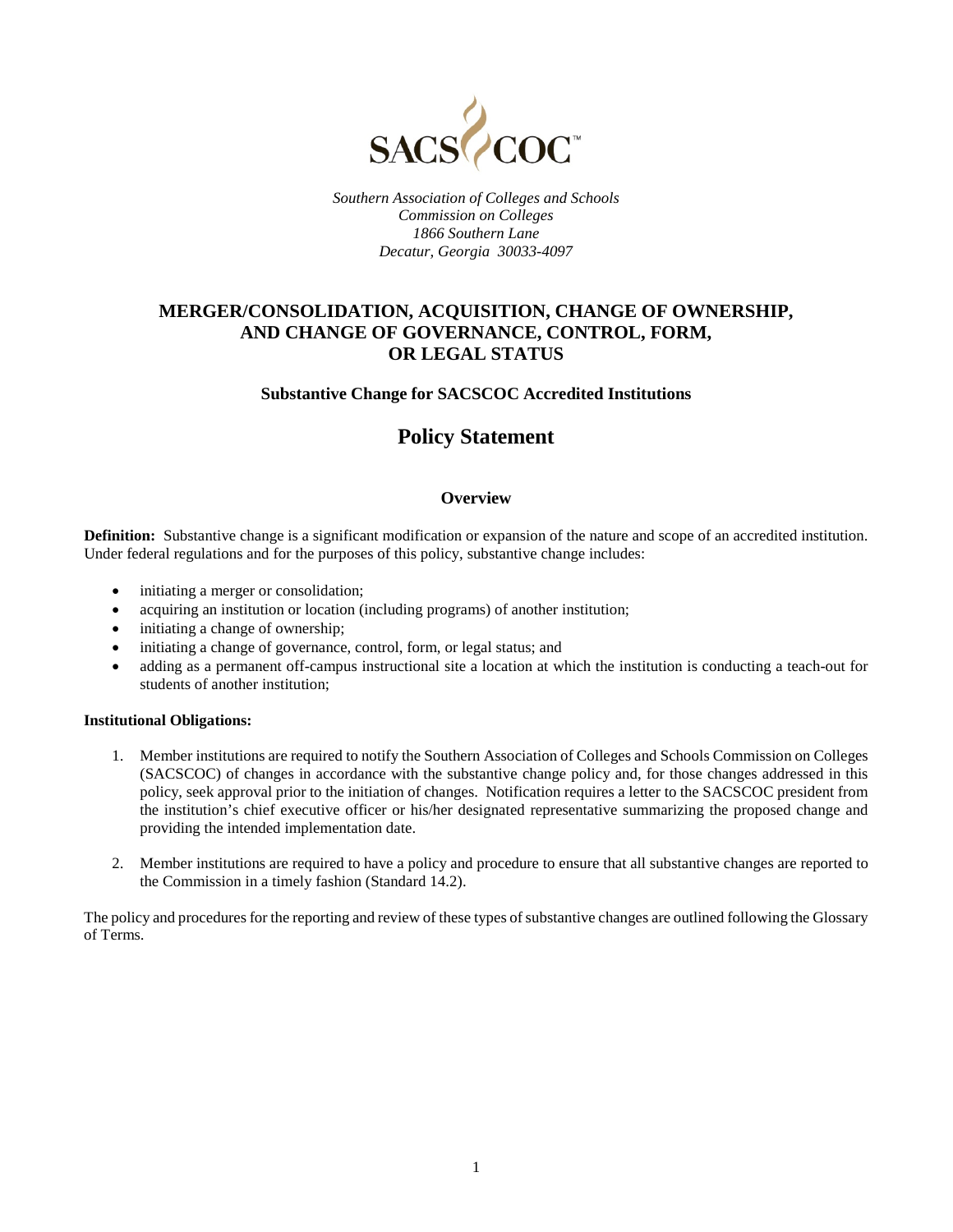SACS COC

*Southern Association of Colleges and Schools*
*Commission on Colleges*
*1866 Southern Lane*
*Decatur, Georgia 30033-4097*

# MERGER/CONSOLIDATION, ACQUISITION, CHANGE OF OWNERSHIP, AND CHANGE OF GOVERNANCE, CONTROL, FORM, OR LEGAL STATUS

### Substantive Change for SACSCOC Accredited Institutions

## Policy Statement

### Overview

**Definition:** Substantive change is a significant modification or expansion of the nature and scope of an accredited institution. Under federal regulations and for the purposes of this policy, substantive change includes:

- initiating a merger or consolidation;
- acquiring an institution or location (including programs) of another institution;
- initiating a change of ownership;
- initiating a change of governance, control, form, or legal status; and
- adding as a permanent off-campus instructional site a location at which the institution is conducting a teach-out for students of another institution;

**Institutional Obligations:**

1. Member institutions are required to notify the Southern Association of Colleges and Schools Commission on Colleges (SACSCOC) of changes in accordance with the substantive change policy and, for those changes addressed in this policy, seek approval prior to the initiation of changes. Notification requires a letter to the SACSCOC president from the institution's chief executive officer or his/her designated representative summarizing the proposed change and providing the intended implementation date.

2. Member institutions are required to have a policy and procedure to ensure that all substantive changes are reported to the Commission in a timely fashion (Standard 14.2).

The policy and procedures for the reporting and review of these types of substantive changes are outlined following the Glossary of Terms.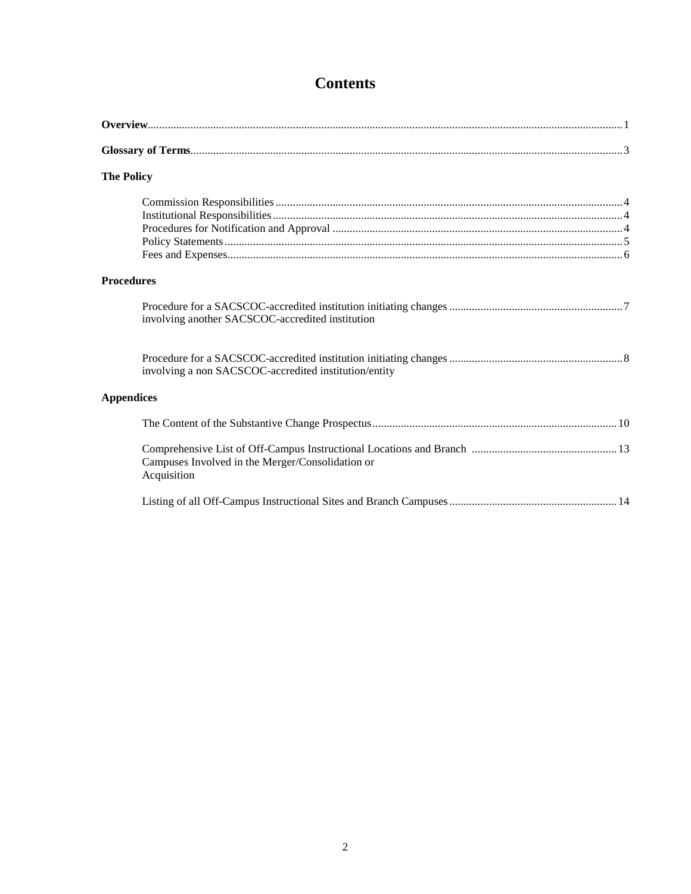# Contents

**Overview** ..... 1

**Glossary of Terms** ..... 3

**The Policy**

- Commission Responsibilities ..... 4
- Institutional Responsibilities ..... 4
- Procedures for Notification and Approval ..... 4
- Policy Statements ..... 5
- Fees and Expenses ..... 6

**Procedures**

- Procedure for a SACSCOC-accredited institution initiating changes involving another SACSCOC-accredited institution ..... 7
- Procedure for a SACSCOC-accredited institution initiating changes involving a non SACSCOC-accredited institution/entity ..... 8

**Appendices**

- The Content of the Substantive Change Prospectus ..... 10
- Comprehensive List of Off-Campus Instructional Locations and Branch Campuses Involved in the Merger/Consolidation or Acquisition ..... 13
- Listing of all Off-Campus Instructional Sites and Branch Campuses ..... 14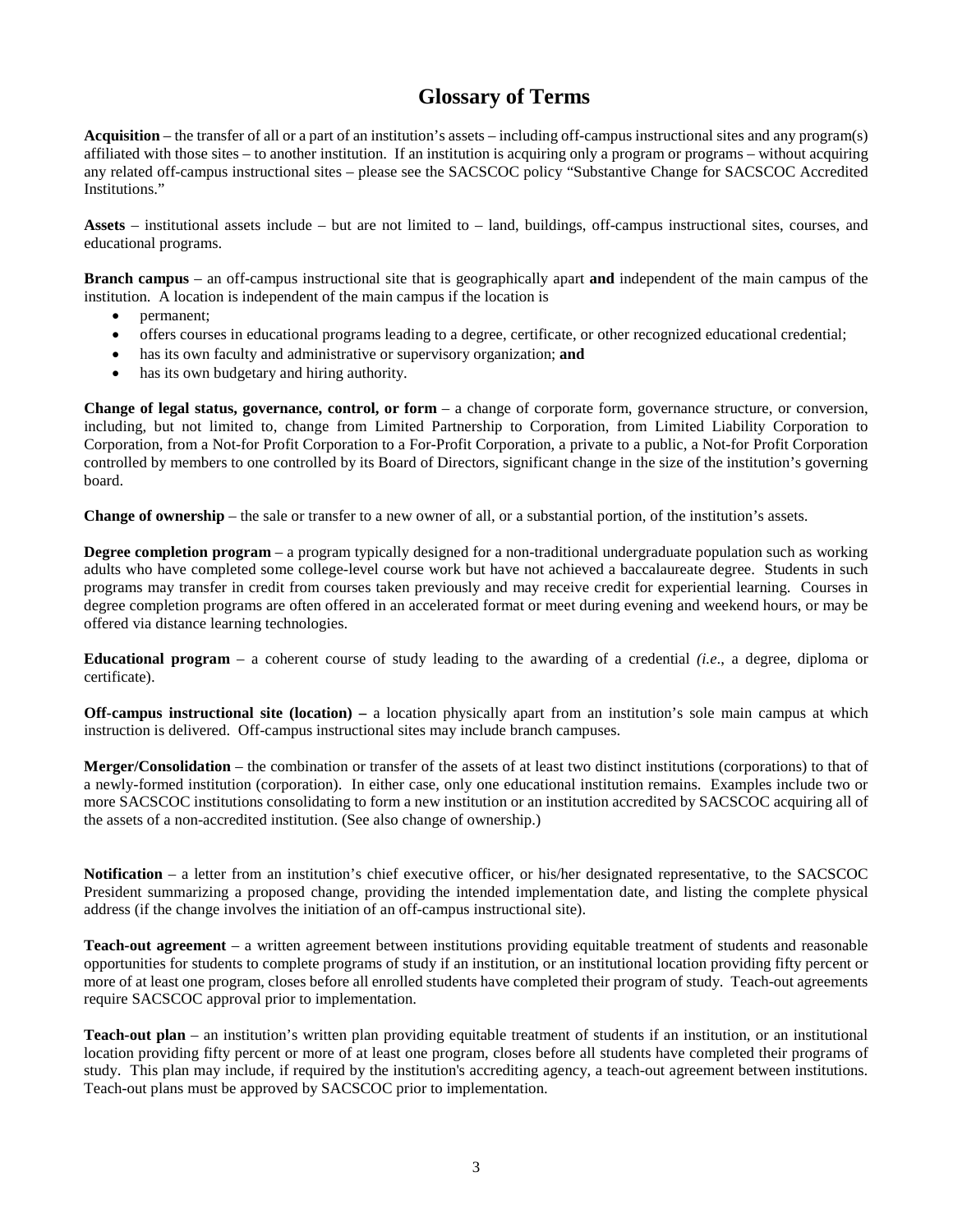# Glossary of Terms

**Acquisition** – the transfer of all or a part of an institution's assets – including off-campus instructional sites and any program(s) affiliated with those sites – to another institution. If an institution is acquiring only a program or programs – without acquiring any related off-campus instructional sites – please see the SACSCOC policy "Substantive Change for SACSCOC Accredited Institutions."

**Assets** – institutional assets include – but are not limited to – land, buildings, off-campus instructional sites, courses, and educational programs.

**Branch campus** – an off-campus instructional site that is geographically apart **and** independent of the main campus of the institution. A location is independent of the main campus if the location is

- permanent;
- offers courses in educational programs leading to a degree, certificate, or other recognized educational credential;
- has its own faculty and administrative or supervisory organization; **and**
- has its own budgetary and hiring authority.

**Change of legal status, governance, control, or form** – a change of corporate form, governance structure, or conversion, including, but not limited to, change from Limited Partnership to Corporation, from Limited Liability Corporation to Corporation, from a Not-for Profit Corporation to a For-Profit Corporation, a private to a public, a Not-for Profit Corporation controlled by members to one controlled by its Board of Directors, significant change in the size of the institution's governing board.

**Change of ownership** – the sale or transfer to a new owner of all, or a substantial portion, of the institution's assets.

**Degree completion program** – a program typically designed for a non-traditional undergraduate population such as working adults who have completed some college-level course work but have not achieved a baccalaureate degree. Students in such programs may transfer in credit from courses taken previously and may receive credit for experiential learning. Courses in degree completion programs are often offered in an accelerated format or meet during evening and weekend hours, or may be offered via distance learning technologies.

**Educational program** – a coherent course of study leading to the awarding of a credential *(i.e.,* a degree, diploma or certificate).

**Off-campus instructional site (location) –** a location physically apart from an institution's sole main campus at which instruction is delivered. Off-campus instructional sites may include branch campuses.

**Merger/Consolidation** – the combination or transfer of the assets of at least two distinct institutions (corporations) to that of a newly-formed institution (corporation). In either case, only one educational institution remains. Examples include two or more SACSCOC institutions consolidating to form a new institution or an institution accredited by SACSCOC acquiring all of the assets of a non-accredited institution. (See also change of ownership.)

**Notification** – a letter from an institution's chief executive officer, or his/her designated representative, to the SACSCOC President summarizing a proposed change, providing the intended implementation date, and listing the complete physical address (if the change involves the initiation of an off-campus instructional site).

**Teach-out agreement** – a written agreement between institutions providing equitable treatment of students and reasonable opportunities for students to complete programs of study if an institution, or an institutional location providing fifty percent or more of at least one program, closes before all enrolled students have completed their program of study. Teach-out agreements require SACSCOC approval prior to implementation.

**Teach-out plan** – an institution's written plan providing equitable treatment of students if an institution, or an institutional location providing fifty percent or more of at least one program, closes before all students have completed their programs of study. This plan may include, if required by the institution's accrediting agency, a teach-out agreement between institutions. Teach-out plans must be approved by SACSCOC prior to implementation.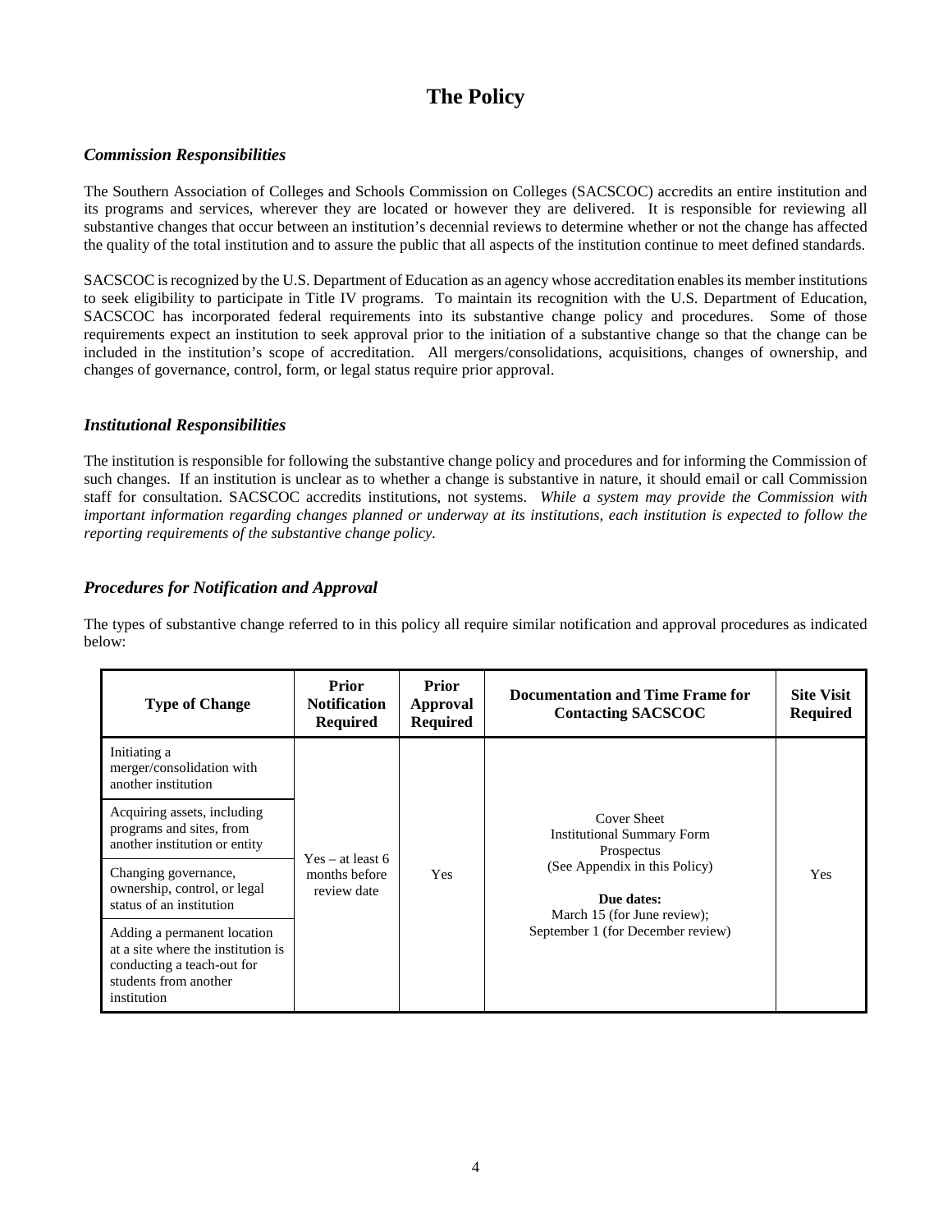# The Policy

### *Commission Responsibilities*

The Southern Association of Colleges and Schools Commission on Colleges (SACSCOC) accredits an entire institution and its programs and services, wherever they are located or however they are delivered. It is responsible for reviewing all substantive changes that occur between an institution's decennial reviews to determine whether or not the change has affected the quality of the total institution and to assure the public that all aspects of the institution continue to meet defined standards.

SACSCOC is recognized by the U.S. Department of Education as an agency whose accreditation enables its member institutions to seek eligibility to participate in Title IV programs. To maintain its recognition with the U.S. Department of Education, SACSCOC has incorporated federal requirements into its substantive change policy and procedures. Some of those requirements expect an institution to seek approval prior to the initiation of a substantive change so that the change can be included in the institution's scope of accreditation. All mergers/consolidations, acquisitions, changes of ownership, and changes of governance, control, form, or legal status require prior approval.

### *Institutional Responsibilities*

The institution is responsible for following the substantive change policy and procedures and for informing the Commission of such changes. If an institution is unclear as to whether a change is substantive in nature, it should email or call Commission staff for consultation. SACSCOC accredits institutions, not systems. *While a system may provide the Commission with important information regarding changes planned or underway at its institutions, each institution is expected to follow the reporting requirements of the substantive change policy.*

### *Procedures for Notification and Approval*

The types of substantive change referred to in this policy all require similar notification and approval procedures as indicated below:

| Type of Change | Prior Notification Required | Prior Approval Required | Documentation and Time Frame for Contacting SACSCOC | Site Visit Required |
|---|---|---|---|---|
| Initiating a merger/consolidation with another institution | Yes – at least 6 months before review date | Yes | Cover Sheet<br>Institutional Summary Form<br>Prospectus<br>(See Appendix in this Policy)<br>**Due dates:**<br>March 15 (for June review);<br>September 1 (for December review) | Yes |
| Acquiring assets, including programs and sites, from another institution or entity | | | | |
| Changing governance, ownership, control, or legal status of an institution | | | | |
| Adding a permanent location at a site where the institution is conducting a teach-out for students from another institution | | | | |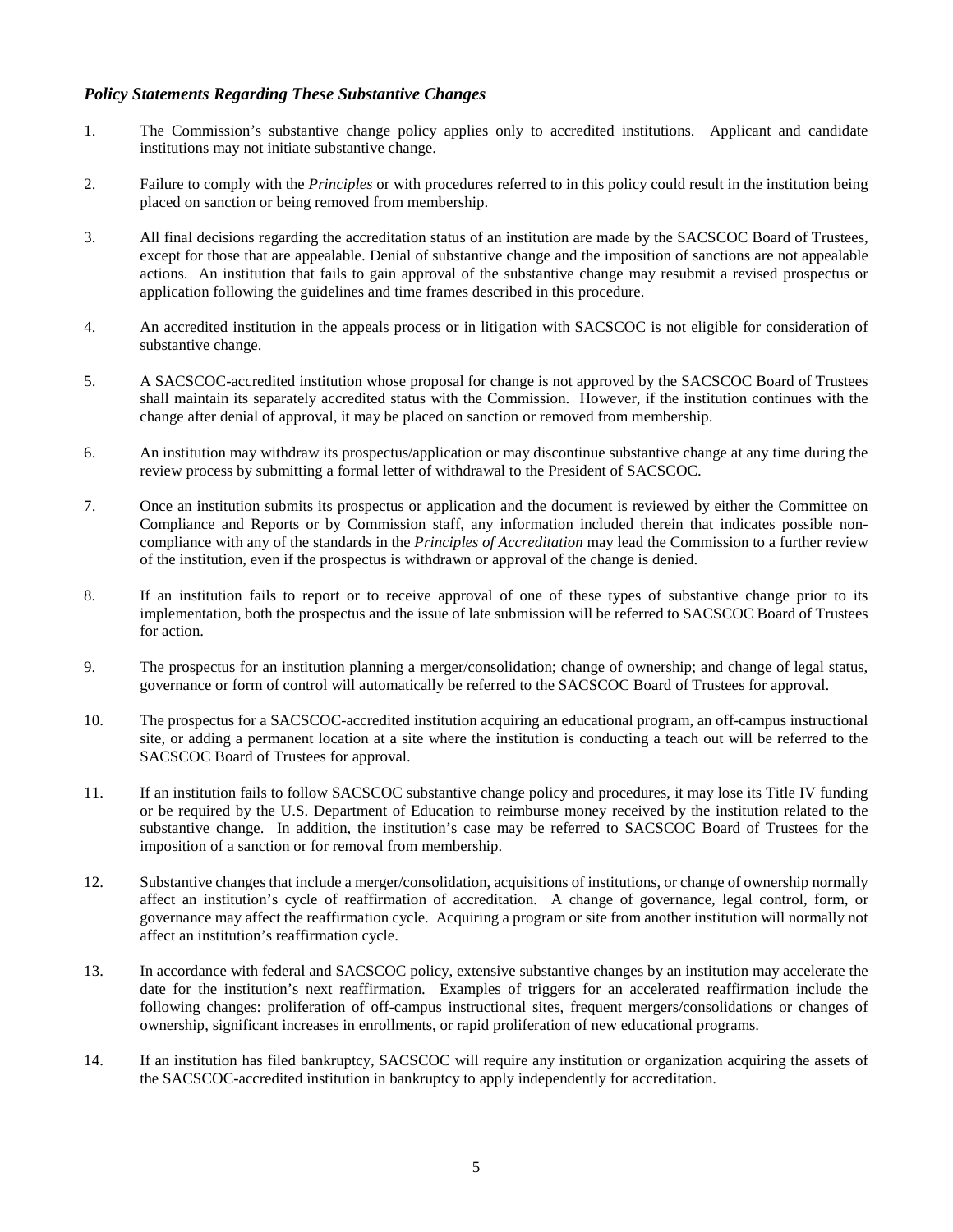### *Policy Statements Regarding These Substantive Changes*

1. The Commission's substantive change policy applies only to accredited institutions. Applicant and candidate institutions may not initiate substantive change.

2. Failure to comply with the *Principles* or with procedures referred to in this policy could result in the institution being placed on sanction or being removed from membership.

3. All final decisions regarding the accreditation status of an institution are made by the SACSCOC Board of Trustees, except for those that are appealable. Denial of substantive change and the imposition of sanctions are not appealable actions. An institution that fails to gain approval of the substantive change may resubmit a revised prospectus or application following the guidelines and time frames described in this procedure.

4. An accredited institution in the appeals process or in litigation with SACSCOC is not eligible for consideration of substantive change.

5. A SACSCOC-accredited institution whose proposal for change is not approved by the SACSCOC Board of Trustees shall maintain its separately accredited status with the Commission. However, if the institution continues with the change after denial of approval, it may be placed on sanction or removed from membership.

6. An institution may withdraw its prospectus/application or may discontinue substantive change at any time during the review process by submitting a formal letter of withdrawal to the President of SACSCOC.

7. Once an institution submits its prospectus or application and the document is reviewed by either the Committee on Compliance and Reports or by Commission staff, any information included therein that indicates possible non-compliance with any of the standards in the *Principles of Accreditation* may lead the Commission to a further review of the institution, even if the prospectus is withdrawn or approval of the change is denied.

8. If an institution fails to report or to receive approval of one of these types of substantive change prior to its implementation, both the prospectus and the issue of late submission will be referred to SACSCOC Board of Trustees for action.

9. The prospectus for an institution planning a merger/consolidation; change of ownership; and change of legal status, governance or form of control will automatically be referred to the SACSCOC Board of Trustees for approval.

10. The prospectus for a SACSCOC-accredited institution acquiring an educational program, an off-campus instructional site, or adding a permanent location at a site where the institution is conducting a teach out will be referred to the SACSCOC Board of Trustees for approval.

11. If an institution fails to follow SACSCOC substantive change policy and procedures, it may lose its Title IV funding or be required by the U.S. Department of Education to reimburse money received by the institution related to the substantive change. In addition, the institution's case may be referred to SACSCOC Board of Trustees for the imposition of a sanction or for removal from membership.

12. Substantive changes that include a merger/consolidation, acquisitions of institutions, or change of ownership normally affect an institution's cycle of reaffirmation of accreditation. A change of governance, legal control, form, or governance may affect the reaffirmation cycle. Acquiring a program or site from another institution will normally not affect an institution's reaffirmation cycle.

13. In accordance with federal and SACSCOC policy, extensive substantive changes by an institution may accelerate the date for the institution's next reaffirmation. Examples of triggers for an accelerated reaffirmation include the following changes: proliferation of off-campus instructional sites, frequent mergers/consolidations or changes of ownership, significant increases in enrollments, or rapid proliferation of new educational programs.

14. If an institution has filed bankruptcy, SACSCOC will require any institution or organization acquiring the assets of the SACSCOC-accredited institution in bankruptcy to apply independently for accreditation.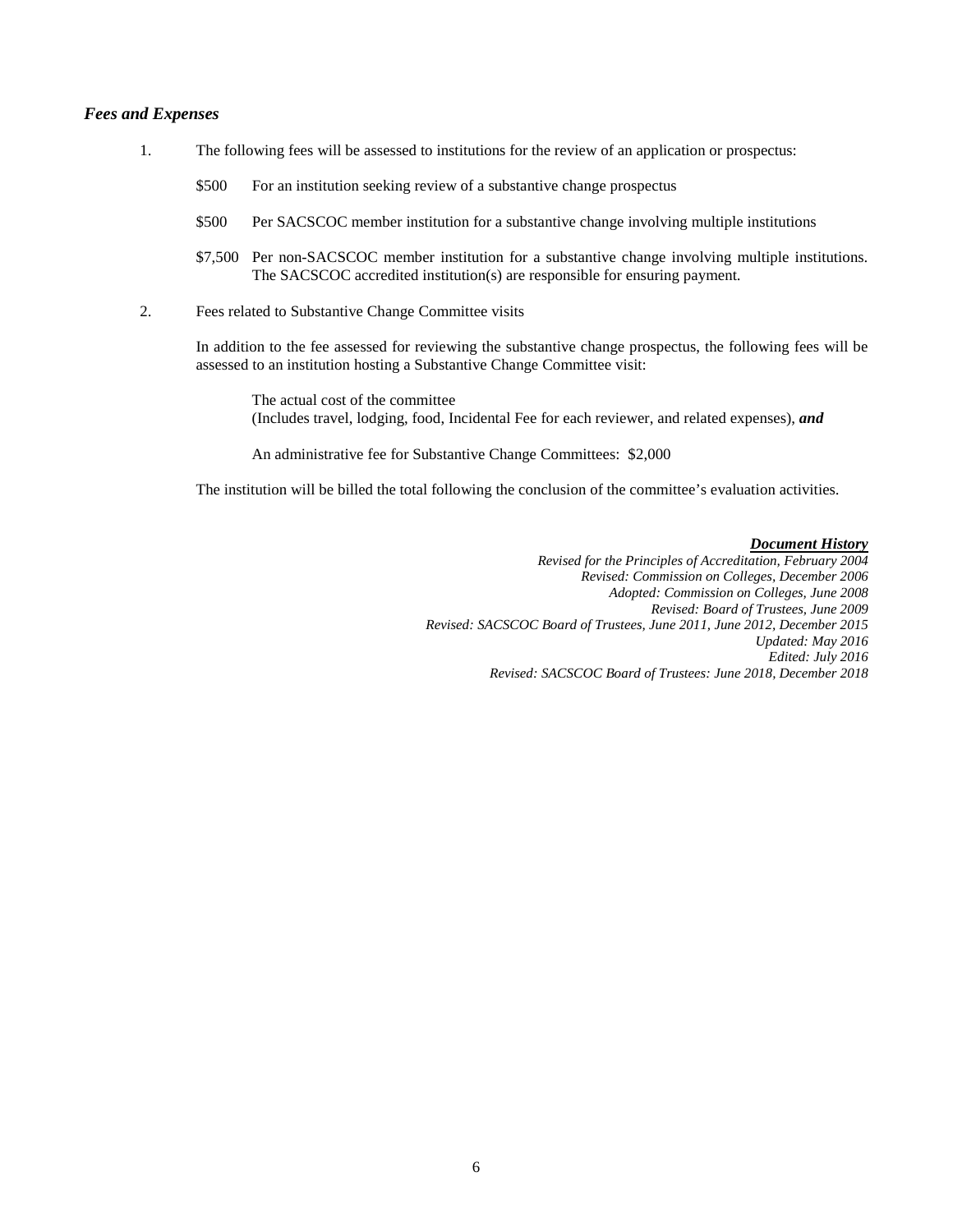### *Fees and Expenses*

1. The following fees will be assessed to institutions for the review of an application or prospectus:

   \$500 For an institution seeking review of a substantive change prospectus

   \$500 Per SACSCOC member institution for a substantive change involving multiple institutions

   \$7,500 Per non-SACSCOC member institution for a substantive change involving multiple institutions. The SACSCOC accredited institution(s) are responsible for ensuring payment.

2. Fees related to Substantive Change Committee visits

   In addition to the fee assessed for reviewing the substantive change prospectus, the following fees will be assessed to an institution hosting a Substantive Change Committee visit:

   The actual cost of the committee
   (Includes travel, lodging, food, Incidental Fee for each reviewer, and related expenses), ***and***

   An administrative fee for Substantive Change Committees: \$2,000

   The institution will be billed the total following the conclusion of the committee's evaluation activities.

***Document History***

*Revised for the Principles of Accreditation, February 2004*
*Revised: Commission on Colleges, December 2006*
*Adopted: Commission on Colleges, June 2008*
*Revised: Board of Trustees, June 2009*
*Revised: SACSCOC Board of Trustees, June 2011, June 2012, December 2015*
*Updated: May 2016*
*Edited: July 2016*
*Revised: SACSCOC Board of Trustees: June 2018, December 2018*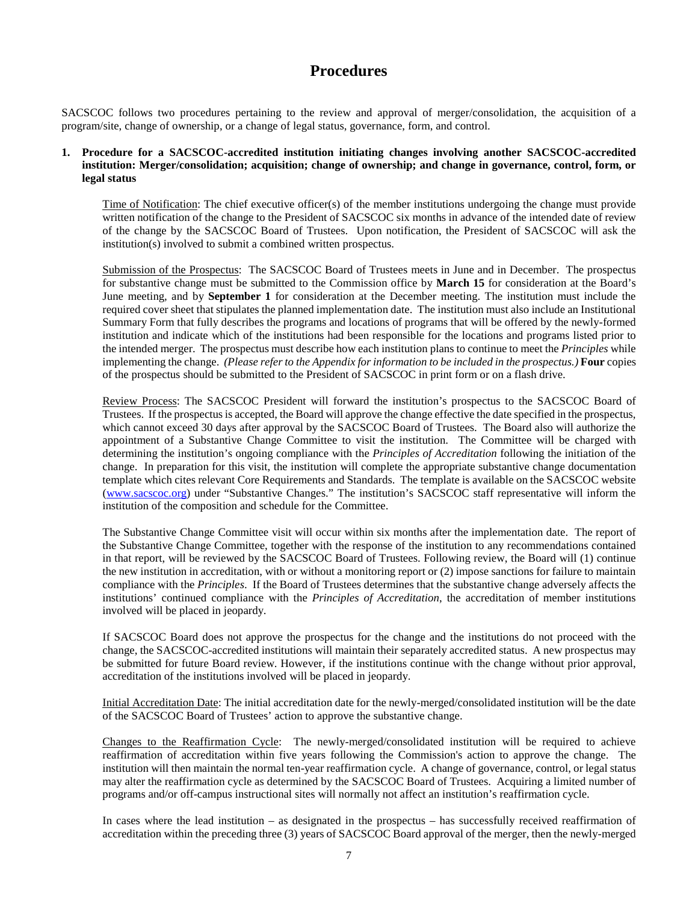# Procedures

SACSCOC follows two procedures pertaining to the review and approval of merger/consolidation, the acquisition of a program/site, change of ownership, or a change of legal status, governance, form, and control.

**1. Procedure for a SACSCOC-accredited institution initiating changes involving another SACSCOC-accredited institution: Merger/consolidation; acquisition; change of ownership; and change in governance, control, form, or legal status**

Time of Notification: The chief executive officer(s) of the member institutions undergoing the change must provide written notification of the change to the President of SACSCOC six months in advance of the intended date of review of the change by the SACSCOC Board of Trustees. Upon notification, the President of SACSCOC will ask the institution(s) involved to submit a combined written prospectus.

Submission of the Prospectus: The SACSCOC Board of Trustees meets in June and in December. The prospectus for substantive change must be submitted to the Commission office by **March 15** for consideration at the Board's June meeting, and by **September 1** for consideration at the December meeting. The institution must include the required cover sheet that stipulates the planned implementation date. The institution must also include an Institutional Summary Form that fully describes the programs and locations of programs that will be offered by the newly-formed institution and indicate which of the institutions had been responsible for the locations and programs listed prior to the intended merger. The prospectus must describe how each institution plans to continue to meet the *Principles* while implementing the change. *(Please refer to the Appendix for information to be included in the prospectus.)* **Four** copies of the prospectus should be submitted to the President of SACSCOC in print form or on a flash drive.

Review Process: The SACSCOC President will forward the institution's prospectus to the SACSCOC Board of Trustees. If the prospectus is accepted, the Board will approve the change effective the date specified in the prospectus, which cannot exceed 30 days after approval by the SACSCOC Board of Trustees. The Board also will authorize the appointment of a Substantive Change Committee to visit the institution. The Committee will be charged with determining the institution's ongoing compliance with the *Principles of Accreditation* following the initiation of the change. In preparation for this visit, the institution will complete the appropriate substantive change documentation template which cites relevant Core Requirements and Standards. The template is available on the SACSCOC website (www.sacscoc.org) under "Substantive Changes." The institution's SACSCOC staff representative will inform the institution of the composition and schedule for the Committee.

The Substantive Change Committee visit will occur within six months after the implementation date. The report of the Substantive Change Committee, together with the response of the institution to any recommendations contained in that report, will be reviewed by the SACSCOC Board of Trustees. Following review, the Board will (1) continue the new institution in accreditation, with or without a monitoring report or (2) impose sanctions for failure to maintain compliance with the *Principles*. If the Board of Trustees determines that the substantive change adversely affects the institutions' continued compliance with the *Principles of Accreditation*, the accreditation of member institutions involved will be placed in jeopardy.

If SACSCOC Board does not approve the prospectus for the change and the institutions do not proceed with the change, the SACSCOC-accredited institutions will maintain their separately accredited status. A new prospectus may be submitted for future Board review. However, if the institutions continue with the change without prior approval, accreditation of the institutions involved will be placed in jeopardy.

Initial Accreditation Date: The initial accreditation date for the newly-merged/consolidated institution will be the date of the SACSCOC Board of Trustees' action to approve the substantive change.

Changes to the Reaffirmation Cycle: The newly-merged/consolidated institution will be required to achieve reaffirmation of accreditation within five years following the Commission's action to approve the change. The institution will then maintain the normal ten-year reaffirmation cycle. A change of governance, control, or legal status may alter the reaffirmation cycle as determined by the SACSCOC Board of Trustees. Acquiring a limited number of programs and/or off-campus instructional sites will normally not affect an institution's reaffirmation cycle.

In cases where the lead institution – as designated in the prospectus – has successfully received reaffirmation of accreditation within the preceding three (3) years of SACSCOC Board approval of the merger, then the newly-merged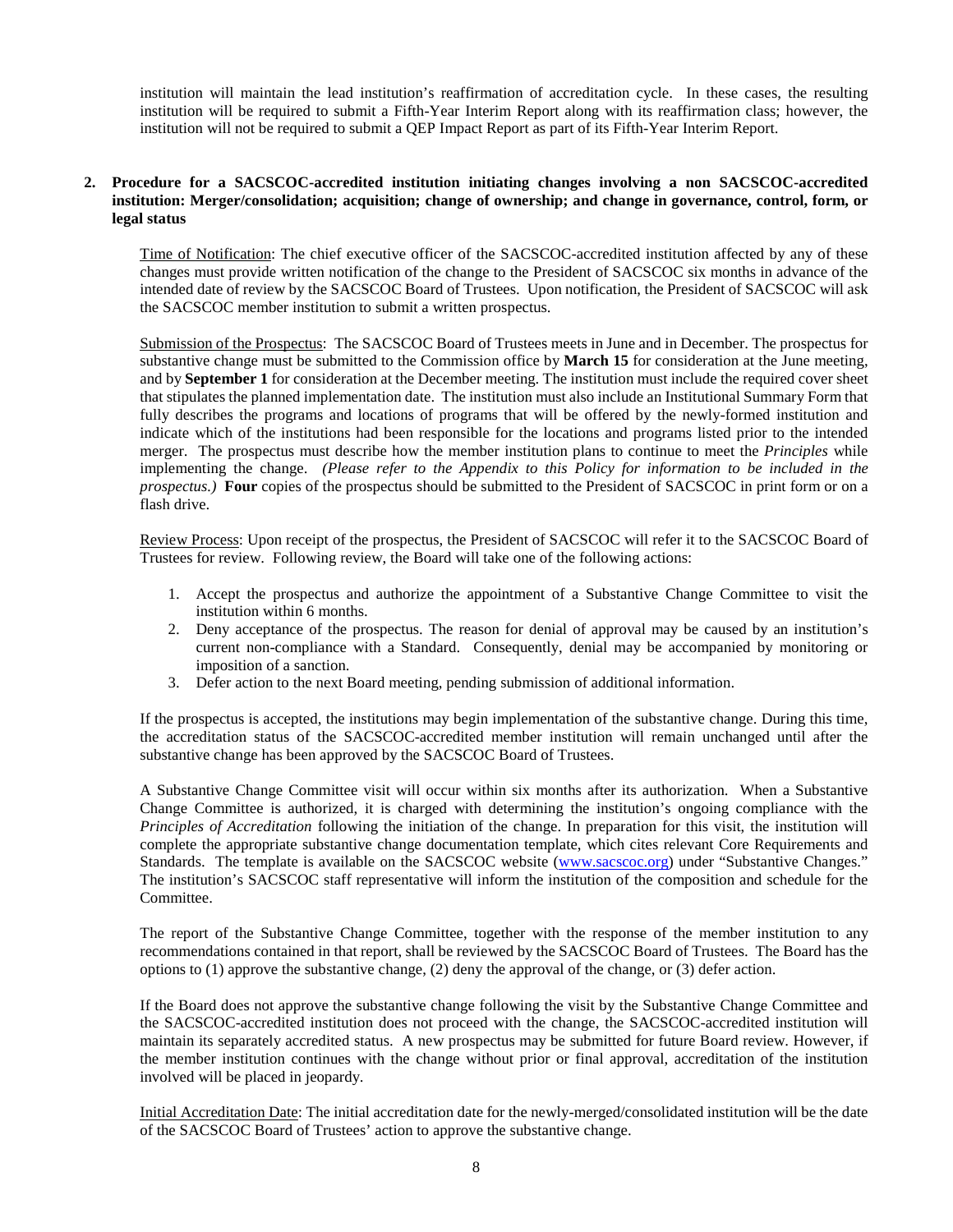institution will maintain the lead institution's reaffirmation of accreditation cycle. In these cases, the resulting institution will be required to submit a Fifth-Year Interim Report along with its reaffirmation class; however, the institution will not be required to submit a QEP Impact Report as part of its Fifth-Year Interim Report.

**2. Procedure for a SACSCOC-accredited institution initiating changes involving a non SACSCOC-accredited institution: Merger/consolidation; acquisition; change of ownership; and change in governance, control, form, or legal status**

Time of Notification: The chief executive officer of the SACSCOC-accredited institution affected by any of these changes must provide written notification of the change to the President of SACSCOC six months in advance of the intended date of review by the SACSCOC Board of Trustees. Upon notification, the President of SACSCOC will ask the SACSCOC member institution to submit a written prospectus.

Submission of the Prospectus: The SACSCOC Board of Trustees meets in June and in December. The prospectus for substantive change must be submitted to the Commission office by **March 15** for consideration at the June meeting, and by **September 1** for consideration at the December meeting. The institution must include the required cover sheet that stipulates the planned implementation date. The institution must also include an Institutional Summary Form that fully describes the programs and locations of programs that will be offered by the newly-formed institution and indicate which of the institutions had been responsible for the locations and programs listed prior to the intended merger. The prospectus must describe how the member institution plans to continue to meet the *Principles* while implementing the change. *(Please refer to the Appendix to this Policy for information to be included in the prospectus.)* **Four** copies of the prospectus should be submitted to the President of SACSCOC in print form or on a flash drive.

Review Process: Upon receipt of the prospectus, the President of SACSCOC will refer it to the SACSCOC Board of Trustees for review. Following review, the Board will take one of the following actions:

1. Accept the prospectus and authorize the appointment of a Substantive Change Committee to visit the institution within 6 months.
2. Deny acceptance of the prospectus. The reason for denial of approval may be caused by an institution's current non-compliance with a Standard. Consequently, denial may be accompanied by monitoring or imposition of a sanction.
3. Defer action to the next Board meeting, pending submission of additional information.

If the prospectus is accepted, the institutions may begin implementation of the substantive change. During this time, the accreditation status of the SACSCOC-accredited member institution will remain unchanged until after the substantive change has been approved by the SACSCOC Board of Trustees.

A Substantive Change Committee visit will occur within six months after its authorization. When a Substantive Change Committee is authorized, it is charged with determining the institution's ongoing compliance with the *Principles of Accreditation* following the initiation of the change. In preparation for this visit, the institution will complete the appropriate substantive change documentation template, which cites relevant Core Requirements and Standards. The template is available on the SACSCOC website (www.sacscoc.org) under "Substantive Changes." The institution's SACSCOC staff representative will inform the institution of the composition and schedule for the Committee.

The report of the Substantive Change Committee, together with the response of the member institution to any recommendations contained in that report, shall be reviewed by the SACSCOC Board of Trustees. The Board has the options to (1) approve the substantive change, (2) deny the approval of the change, or (3) defer action.

If the Board does not approve the substantive change following the visit by the Substantive Change Committee and the SACSCOC-accredited institution does not proceed with the change, the SACSCOC-accredited institution will maintain its separately accredited status. A new prospectus may be submitted for future Board review. However, if the member institution continues with the change without prior or final approval, accreditation of the institution involved will be placed in jeopardy.

Initial Accreditation Date: The initial accreditation date for the newly-merged/consolidated institution will be the date of the SACSCOC Board of Trustees' action to approve the substantive change.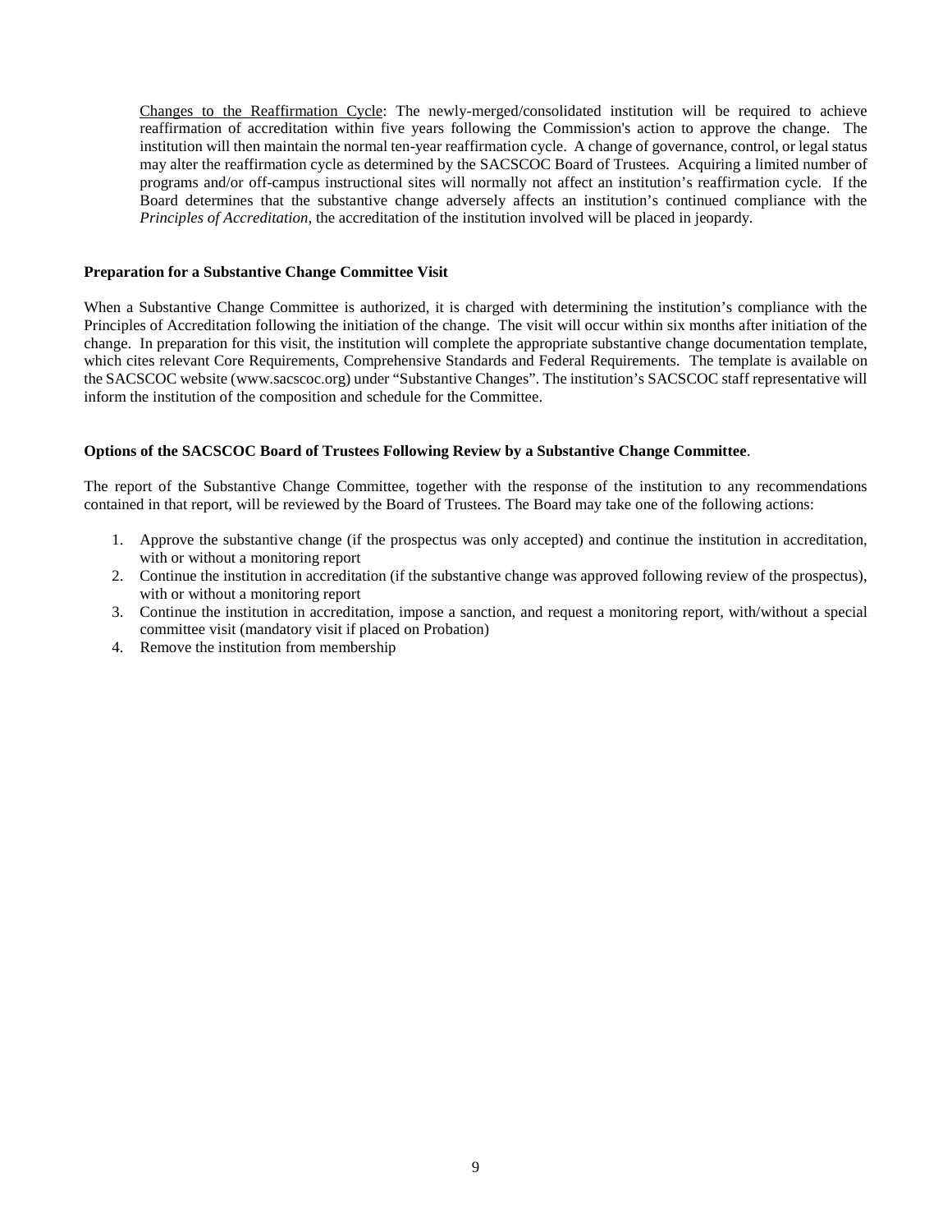Changes to the Reaffirmation Cycle: The newly-merged/consolidated institution will be required to achieve reaffirmation of accreditation within five years following the Commission's action to approve the change. The institution will then maintain the normal ten-year reaffirmation cycle. A change of governance, control, or legal status may alter the reaffirmation cycle as determined by the SACSCOC Board of Trustees. Acquiring a limited number of programs and/or off-campus instructional sites will normally not affect an institution's reaffirmation cycle. If the Board determines that the substantive change adversely affects an institution's continued compliance with the *Principles of Accreditation*, the accreditation of the institution involved will be placed in jeopardy.

**Preparation for a Substantive Change Committee Visit**

When a Substantive Change Committee is authorized, it is charged with determining the institution's compliance with the Principles of Accreditation following the initiation of the change. The visit will occur within six months after initiation of the change. In preparation for this visit, the institution will complete the appropriate substantive change documentation template, which cites relevant Core Requirements, Comprehensive Standards and Federal Requirements. The template is available on the SACSCOC website (www.sacscoc.org) under "Substantive Changes". The institution's SACSCOC staff representative will inform the institution of the composition and schedule for the Committee.

**Options of the SACSCOC Board of Trustees Following Review by a Substantive Change Committee**.

The report of the Substantive Change Committee, together with the response of the institution to any recommendations contained in that report, will be reviewed by the Board of Trustees. The Board may take one of the following actions:

1. Approve the substantive change (if the prospectus was only accepted) and continue the institution in accreditation, with or without a monitoring report
2. Continue the institution in accreditation (if the substantive change was approved following review of the prospectus), with or without a monitoring report
3. Continue the institution in accreditation, impose a sanction, and request a monitoring report, with/without a special committee visit (mandatory visit if placed on Probation)
4. Remove the institution from membership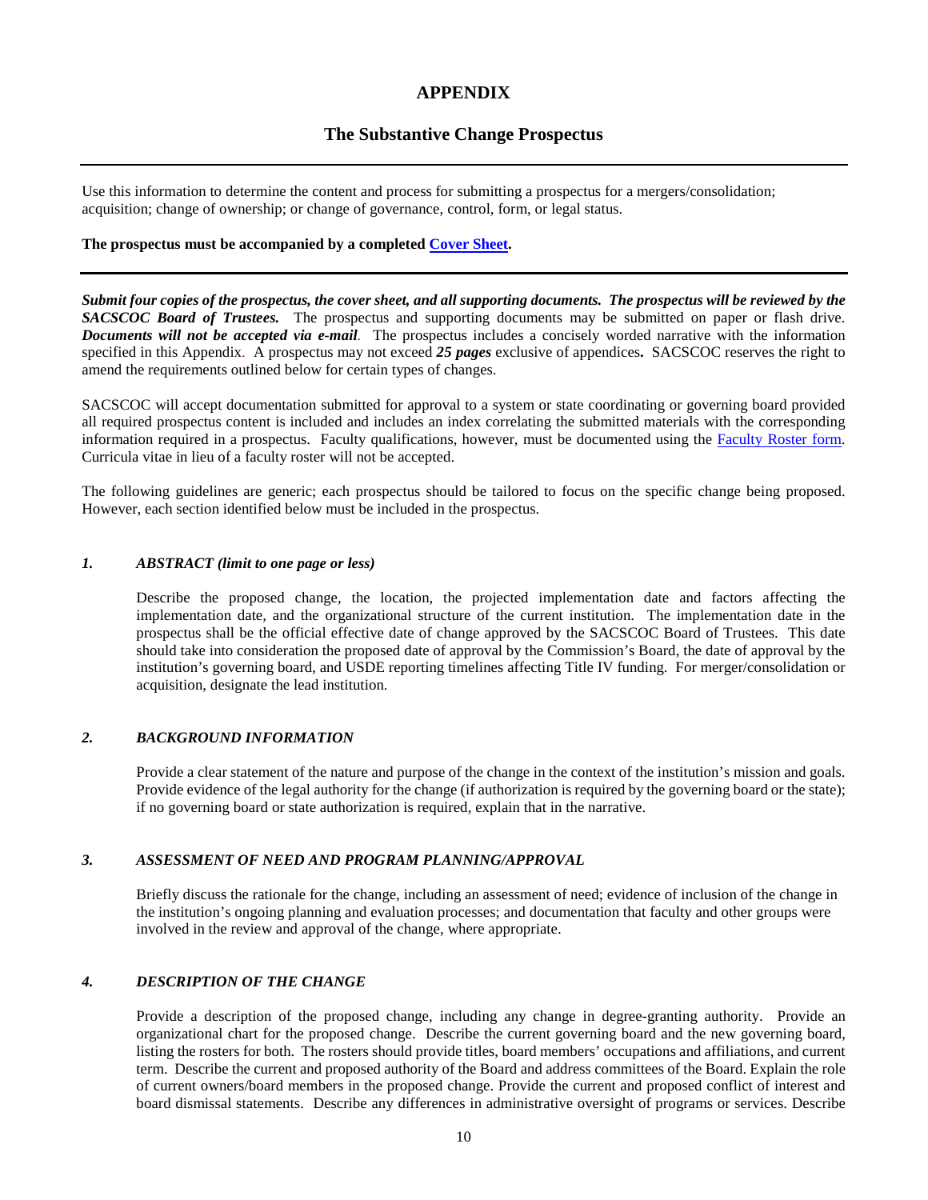# APPENDIX

## The Substantive Change Prospectus

---

Use this information to determine the content and process for submitting a prospectus for a mergers/consolidation; acquisition; change of ownership; or change of governance, control, form, or legal status.

**The prospectus must be accompanied by a completed Cover Sheet.**

---

***Submit four copies of the prospectus, the cover sheet, and all supporting documents. The prospectus will be reviewed by the SACSCOC Board of Trustees.*** The prospectus and supporting documents may be submitted on paper or flash drive. ***Documents will not be accepted via e-mail***. The prospectus includes a concisely worded narrative with the information specified in this Appendix. A prospectus may not exceed ***25 pages*** exclusive of appendices**.** SACSCOC reserves the right to amend the requirements outlined below for certain types of changes.

SACSCOC will accept documentation submitted for approval to a system or state coordinating or governing board provided all required prospectus content is included and includes an index correlating the submitted materials with the corresponding information required in a prospectus. Faculty qualifications, however, must be documented using the Faculty Roster form. Curricula vitae in lieu of a faculty roster will not be accepted.

The following guidelines are generic; each prospectus should be tailored to focus on the specific change being proposed. However, each section identified below must be included in the prospectus.

### *1. ABSTRACT (limit to one page or less)*

Describe the proposed change, the location, the projected implementation date and factors affecting the implementation date, and the organizational structure of the current institution. The implementation date in the prospectus shall be the official effective date of change approved by the SACSCOC Board of Trustees. This date should take into consideration the proposed date of approval by the Commission's Board, the date of approval by the institution's governing board, and USDE reporting timelines affecting Title IV funding. For merger/consolidation or acquisition, designate the lead institution.

### *2. BACKGROUND INFORMATION*

Provide a clear statement of the nature and purpose of the change in the context of the institution's mission and goals. Provide evidence of the legal authority for the change (if authorization is required by the governing board or the state); if no governing board or state authorization is required, explain that in the narrative.

### *3. ASSESSMENT OF NEED AND PROGRAM PLANNING/APPROVAL*

Briefly discuss the rationale for the change, including an assessment of need; evidence of inclusion of the change in the institution's ongoing planning and evaluation processes; and documentation that faculty and other groups were involved in the review and approval of the change, where appropriate.

### *4. DESCRIPTION OF THE CHANGE*

Provide a description of the proposed change, including any change in degree-granting authority. Provide an organizational chart for the proposed change. Describe the current governing board and the new governing board, listing the rosters for both. The rosters should provide titles, board members' occupations and affiliations, and current term. Describe the current and proposed authority of the Board and address committees of the Board. Explain the role of current owners/board members in the proposed change. Provide the current and proposed conflict of interest and board dismissal statements. Describe any differences in administrative oversight of programs or services. Describe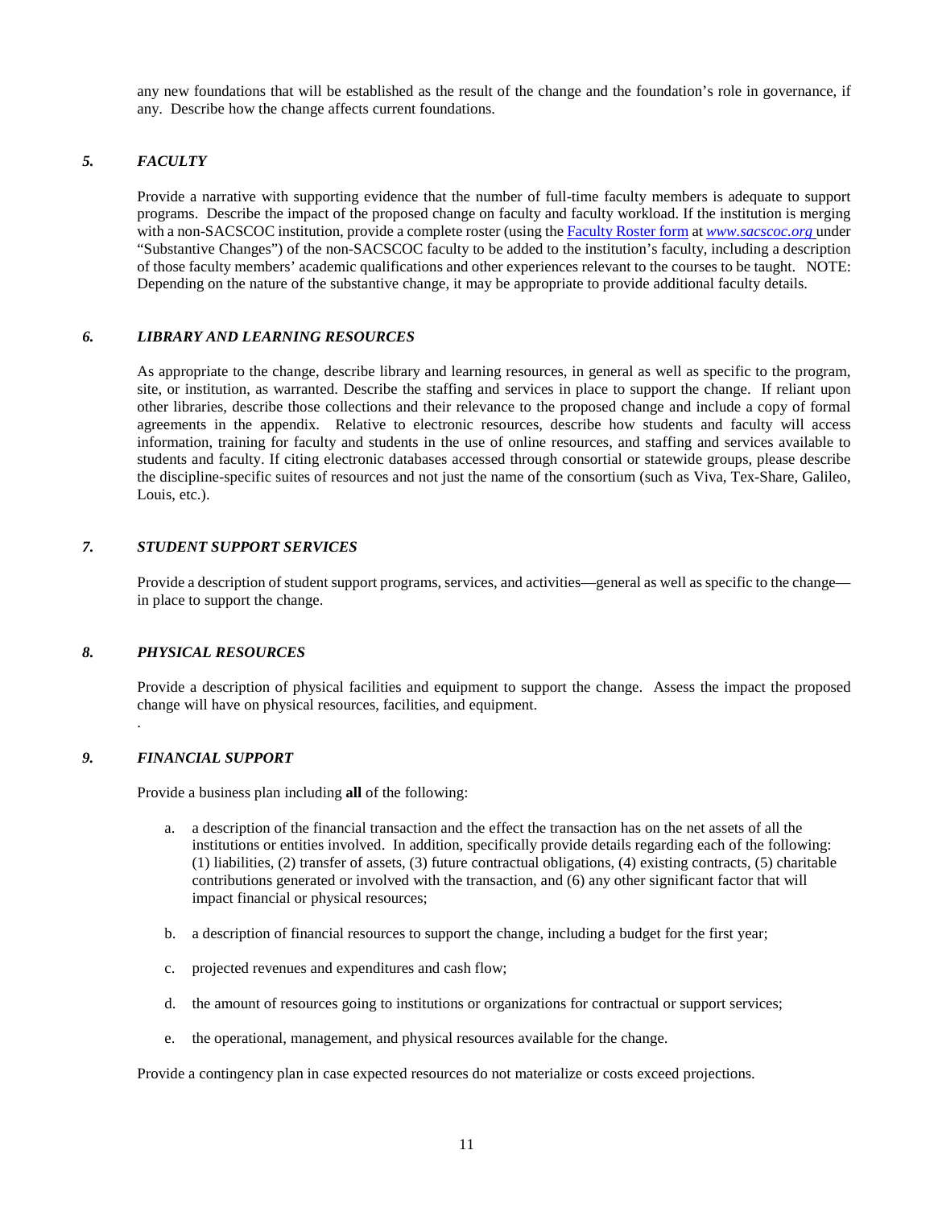any new foundations that will be established as the result of the change and the foundation's role in governance, if any. Describe how the change affects current foundations.

### *5. FACULTY*

Provide a narrative with supporting evidence that the number of full-time faculty members is adequate to support programs. Describe the impact of the proposed change on faculty and faculty workload. If the institution is merging with a non-SACSCOC institution, provide a complete roster (using the Faculty Roster form at *www.sacscoc.org* under "Substantive Changes") of the non-SACSCOC faculty to be added to the institution's faculty, including a description of those faculty members' academic qualifications and other experiences relevant to the courses to be taught. NOTE: Depending on the nature of the substantive change, it may be appropriate to provide additional faculty details.

### *6. LIBRARY AND LEARNING RESOURCES*

As appropriate to the change, describe library and learning resources, in general as well as specific to the program, site, or institution, as warranted. Describe the staffing and services in place to support the change. If reliant upon other libraries, describe those collections and their relevance to the proposed change and include a copy of formal agreements in the appendix. Relative to electronic resources, describe how students and faculty will access information, training for faculty and students in the use of online resources, and staffing and services available to students and faculty. If citing electronic databases accessed through consortial or statewide groups, please describe the discipline-specific suites of resources and not just the name of the consortium (such as Viva, Tex-Share, Galileo, Louis, etc.).

### *7. STUDENT SUPPORT SERVICES*

Provide a description of student support programs, services, and activities—general as well as specific to the change—in place to support the change.

### *8. PHYSICAL RESOURCES*

Provide a description of physical facilities and equipment to support the change. Assess the impact the proposed change will have on physical resources, facilities, and equipment.

.

### *9. FINANCIAL SUPPORT*

Provide a business plan including **all** of the following:

a. a description of the financial transaction and the effect the transaction has on the net assets of all the institutions or entities involved. In addition, specifically provide details regarding each of the following: (1) liabilities, (2) transfer of assets, (3) future contractual obligations, (4) existing contracts, (5) charitable contributions generated or involved with the transaction, and (6) any other significant factor that will impact financial or physical resources;

b. a description of financial resources to support the change, including a budget for the first year;

c. projected revenues and expenditures and cash flow;

d. the amount of resources going to institutions or organizations for contractual or support services;

e. the operational, management, and physical resources available for the change.

Provide a contingency plan in case expected resources do not materialize or costs exceed projections.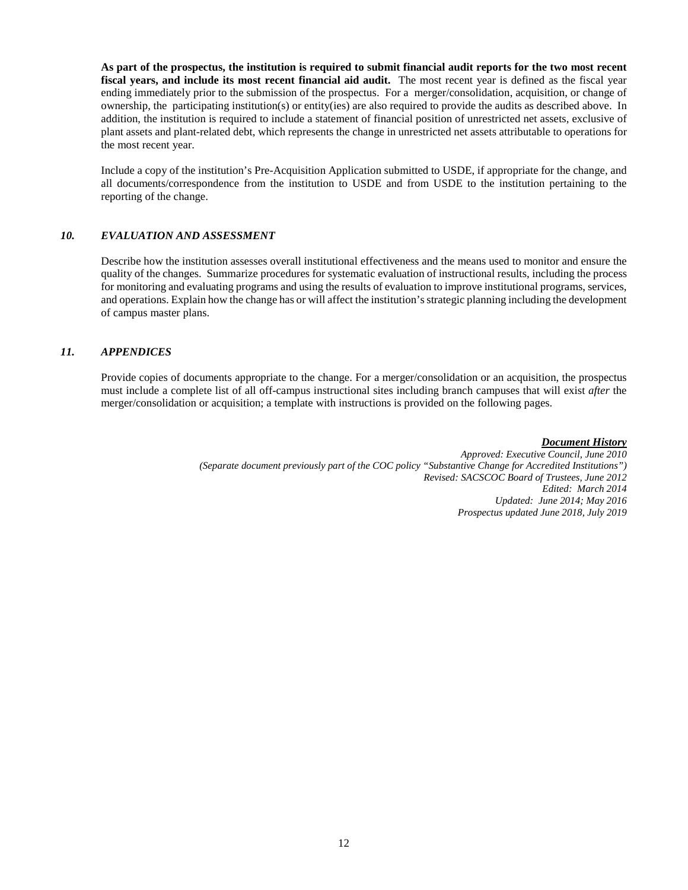**As part of the prospectus, the institution is required to submit financial audit reports for the two most recent fiscal years, and include its most recent financial aid audit.** The most recent year is defined as the fiscal year ending immediately prior to the submission of the prospectus. For a merger/consolidation, acquisition, or change of ownership, the participating institution(s) or entity(ies) are also required to provide the audits as described above. In addition, the institution is required to include a statement of financial position of unrestricted net assets, exclusive of plant assets and plant-related debt, which represents the change in unrestricted net assets attributable to operations for the most recent year.

Include a copy of the institution's Pre-Acquisition Application submitted to USDE, if appropriate for the change, and all documents/correspondence from the institution to USDE and from USDE to the institution pertaining to the reporting of the change.

### *10. EVALUATION AND ASSESSMENT*

Describe how the institution assesses overall institutional effectiveness and the means used to monitor and ensure the quality of the changes. Summarize procedures for systematic evaluation of instructional results, including the process for monitoring and evaluating programs and using the results of evaluation to improve institutional programs, services, and operations. Explain how the change has or will affect the institution's strategic planning including the development of campus master plans.

### *11. APPENDICES*

Provide copies of documents appropriate to the change. For a merger/consolidation or an acquisition, the prospectus must include a complete list of all off-campus instructional sites including branch campuses that will exist *after* the merger/consolidation or acquisition; a template with instructions is provided on the following pages.

***Document History***

*Approved: Executive Council, June 2010*
*(Separate document previously part of the COC policy "Substantive Change for Accredited Institutions")*
*Revised: SACSCOC Board of Trustees, June 2012*
*Edited: March 2014*
*Updated: June 2014; May 2016*
*Prospectus updated June 2018, July 2019*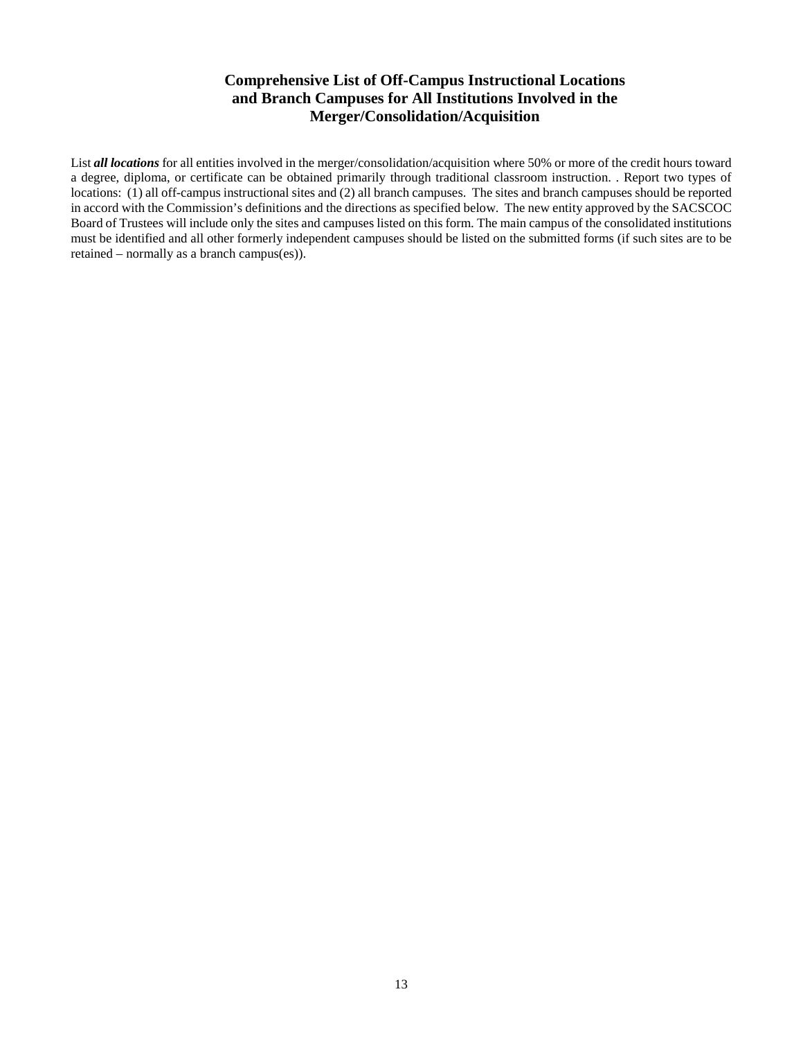# Comprehensive List of Off-Campus Instructional Locations and Branch Campuses for All Institutions Involved in the Merger/Consolidation/Acquisition

List ***all locations*** for all entities involved in the merger/consolidation/acquisition where 50% or more of the credit hours toward a degree, diploma, or certificate can be obtained primarily through traditional classroom instruction. . Report two types of locations: (1) all off-campus instructional sites and (2) all branch campuses. The sites and branch campuses should be reported in accord with the Commission's definitions and the directions as specified below. The new entity approved by the SACSCOC Board of Trustees will include only the sites and campuses listed on this form. The main campus of the consolidated institutions must be identified and all other formerly independent campuses should be listed on the submitted forms (if such sites are to be retained – normally as a branch campus(es)).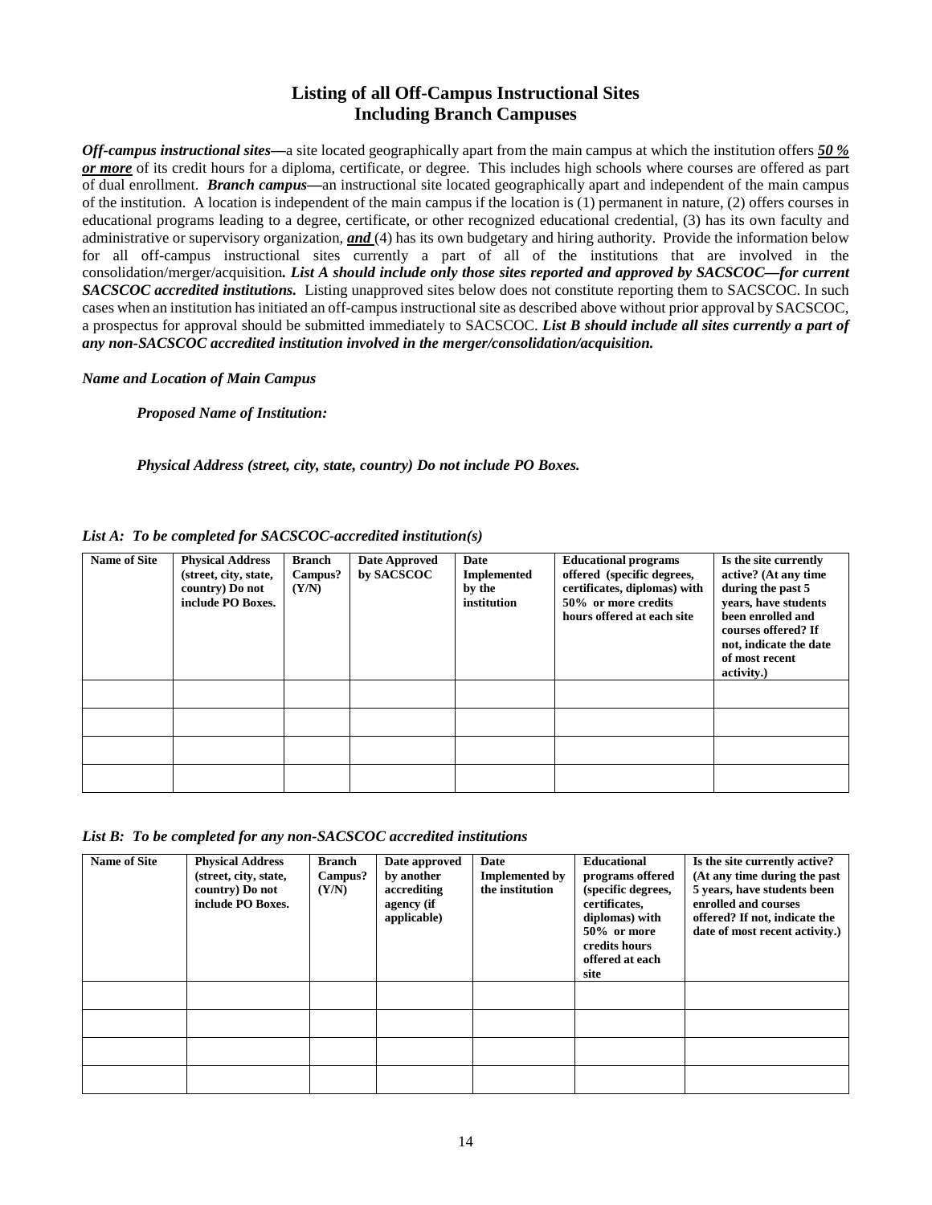# Listing of all Off-Campus Instructional Sites Including Branch Campuses

***Off-campus instructional sites***—a site located geographically apart from the main campus at which the institution offers ***50 % or more*** of its credit hours for a diploma, certificate, or degree. This includes high schools where courses are offered as part of dual enrollment. ***Branch campus***—an instructional site located geographically apart and independent of the main campus of the institution. A location is independent of the main campus if the location is (1) permanent in nature, (2) offers courses in educational programs leading to a degree, certificate, or other recognized educational credential, (3) has its own faculty and administrative or supervisory organization, ***and*** (4) has its own budgetary and hiring authority. Provide the information below for all off-campus instructional sites currently a part of all of the institutions that are involved in the consolidation/merger/acquisition***. List A should include only those sites reported and approved by SACSCOC—for current SACSCOC accredited institutions.*** Listing unapproved sites below does not constitute reporting them to SACSCOC. In such cases when an institution has initiated an off-campus instructional site as described above without prior approval by SACSCOC, a prospectus for approval should be submitted immediately to SACSCOC. ***List B should include all sites currently a part of any non-SACSCOC accredited institution involved in the merger/consolidation/acquisition.***

***Name and Location of Main Campus***

***Proposed Name of Institution:***

***Physical Address (street, city, state, country) Do not include PO Boxes.***

***List A: To be completed for SACSCOC-accredited institution(s)***

| Name of Site | Physical Address (street, city, state, country) Do not include PO Boxes. | Branch Campus? (Y/N) | Date Approved by SACSCOC | Date Implemented by the institution | Educational programs offered (specific degrees, certificates, diplomas) with 50% or more credits hours offered at each site | Is the site currently active? (At any time during the past 5 years, have students been enrolled and courses offered? If not, indicate the date of most recent activity.) |
|---|---|---|---|---|---|---|
| | | | | | | |
| | | | | | | |
| | | | | | | |
| | | | | | | |

***List B: To be completed for any non-SACSCOC accredited institutions***

| Name of Site | Physical Address (street, city, state, country) Do not include PO Boxes. | Branch Campus? (Y/N) | Date approved by another accrediting agency (if applicable) | Date Implemented by the institution | Educational programs offered (specific degrees, certificates, diplomas) with 50% or more credits hours offered at each site | Is the site currently active? (At any time during the past 5 years, have students been enrolled and courses offered? If not, indicate the date of most recent activity.) |
|---|---|---|---|---|---|---|
| | | | | | | |
| | | | | | | |
| | | | | | | |
| | | | | | | |